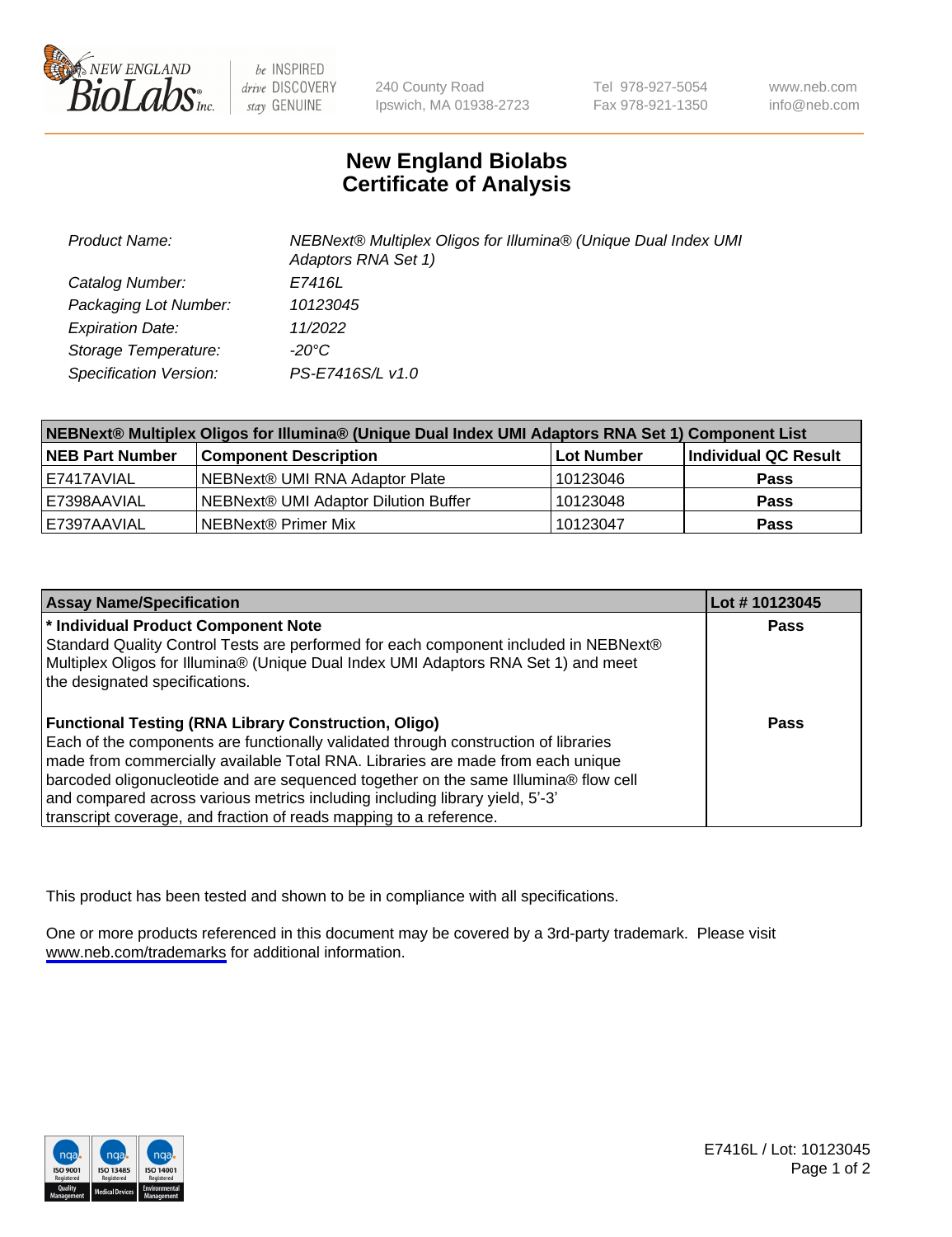# New England Biolabs Certificate of Analysis

| | |
|---|---|
| *Product Name:* | *NEBNext® Multiplex Oligos for Illumina® (Unique Dual Index UMI Adaptors RNA Set 1)* |
| *Catalog Number:* | *E7416L* |
| *Packaging Lot Number:* | *10123045* |
| *Expiration Date:* | *11/2022* |
| *Storage Temperature:* | *-20°C* |
| *Specification Version:* | *PS-E7416S/L v1.0* |

| NEBNext® Multiplex Oligos for Illumina® (Unique Dual Index UMI Adaptors RNA Set 1) Component List | | | |
|---|---|---|---|
| **NEB Part Number** | **Component Description** | **Lot Number** | **Individual QC Result** |
| E7417AVIAL | NEBNext® UMI RNA Adaptor Plate | 10123046 | **Pass** |
| E7398AAVIAL | NEBNext® UMI Adaptor Dilution Buffer | 10123048 | **Pass** |
| E7397AAVIAL | NEBNext® Primer Mix | 10123047 | **Pass** |

| Assay Name/Specification | Lot # 10123045 |
|---|---|
| **\* Individual Product Component Note**<br>Standard Quality Control Tests are performed for each component included in NEBNext® Multiplex Oligos for Illumina® (Unique Dual Index UMI Adaptors RNA Set 1) and meet the designated specifications. | **Pass** |
| **Functional Testing (RNA Library Construction, Oligo)**<br>Each of the components are functionally validated through construction of libraries made from commercially available Total RNA. Libraries are made from each unique barcoded oligonucleotide and are sequenced together on the same Illumina® flow cell and compared across various metrics including including library yield, 5'-3' transcript coverage, and fraction of reads mapping to a reference. | **Pass** |

This product has been tested and shown to be in compliance with all specifications.

One or more products referenced in this document may be covered by a 3rd-party trademark. Please visit www.neb.com/trademarks for additional information.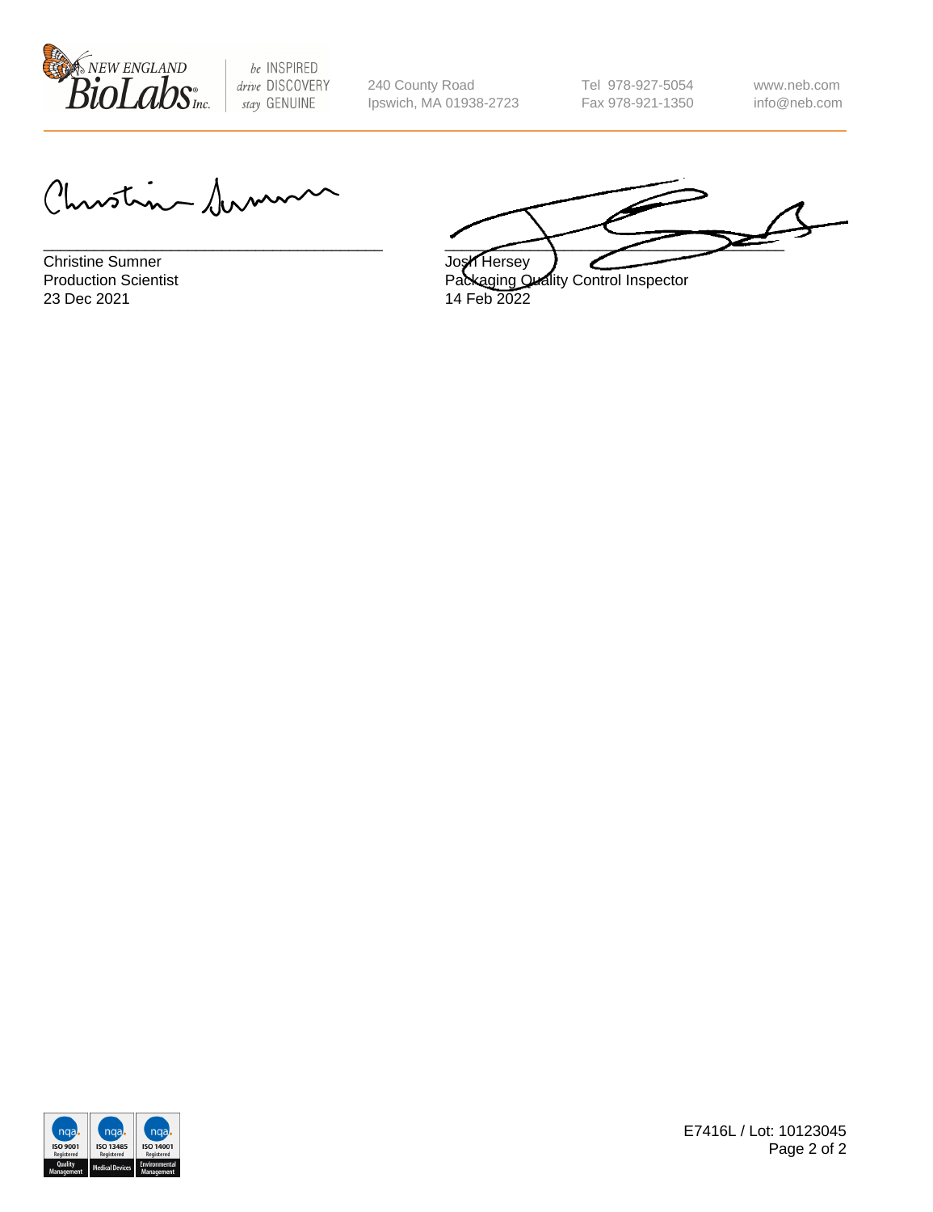Christine Sumner
Production Scientist
23 Dec 2021

Josh Hersey
Packaging Quality Control Inspector
14 Feb 2022

E7416L / Lot: 10123045